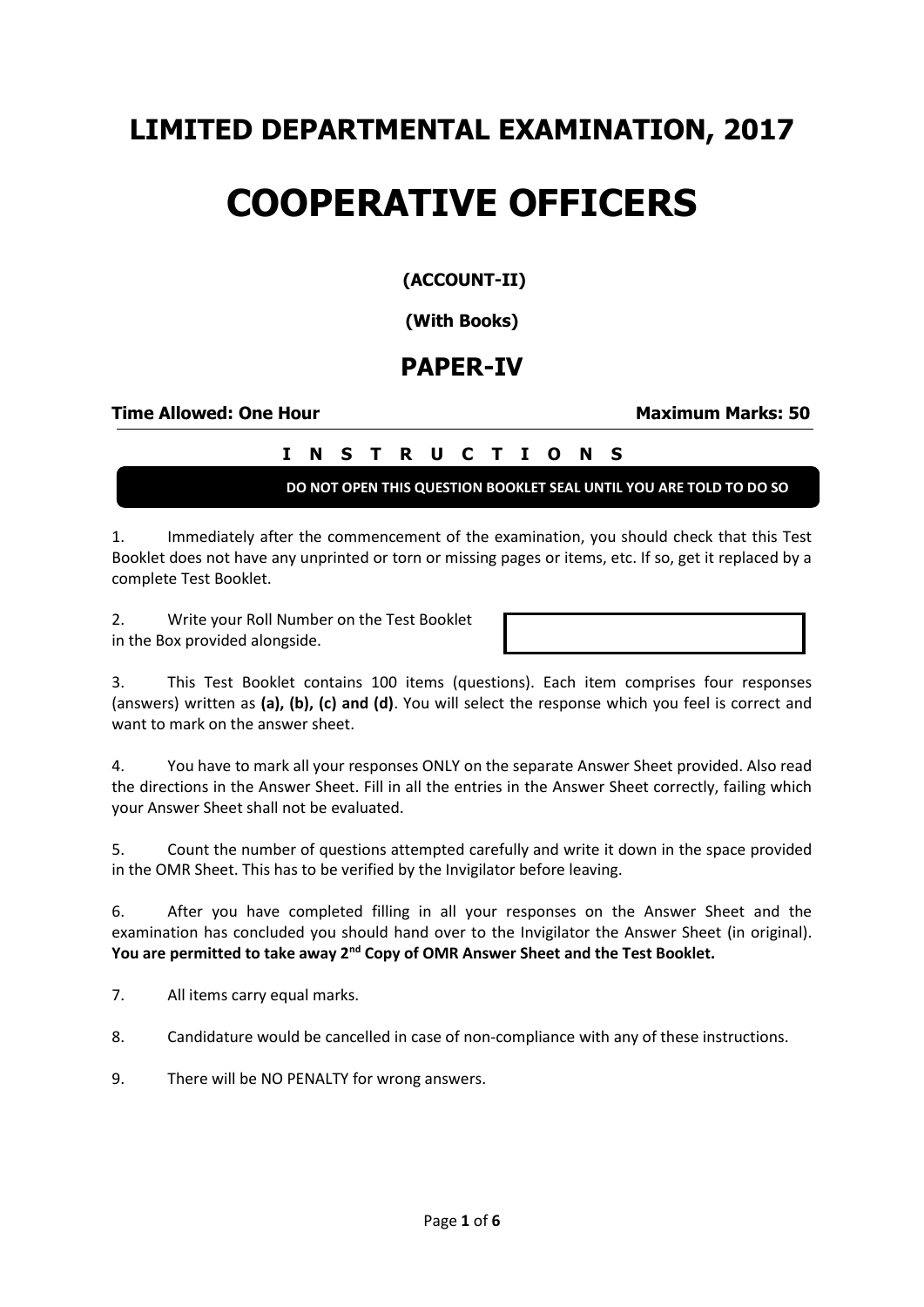# LIMITED DEPARTMENTAL EXAMINATION, 2017

# COOPERATIVE OFFICERS

### (ACCOUNT-II)

### (With Books)

## PAPER-IV

**Time Allowed: One Hour** **Maximum Marks: 50**

**I N S T R U C T I O N S**

**DO NOT OPEN THIS QUESTION BOOKLET SEAL UNTIL YOU ARE TOLD TO DO SO**

1. Immediately after the commencement of the examination, you should check that this Test Booklet does not have any unprinted or torn or missing pages or items, etc. If so, get it replaced by a complete Test Booklet.

2. Write your Roll Number on the Test Booklet in the Box provided alongside.

3. This Test Booklet contains 100 items (questions). Each item comprises four responses (answers) written as **(a), (b), (c) and (d)**. You will select the response which you feel is correct and want to mark on the answer sheet.

4. You have to mark all your responses ONLY on the separate Answer Sheet provided. Also read the directions in the Answer Sheet. Fill in all the entries in the Answer Sheet correctly, failing which your Answer Sheet shall not be evaluated.

5. Count the number of questions attempted carefully and write it down in the space provided in the OMR Sheet. This has to be verified by the Invigilator before leaving.

6. After you have completed filling in all your responses on the Answer Sheet and the examination has concluded you should hand over to the Invigilator the Answer Sheet (in original). **You are permitted to take away 2nd Copy of OMR Answer Sheet and the Test Booklet.**

7. All items carry equal marks.

8. Candidature would be cancelled in case of non-compliance with any of these instructions.

9. There will be NO PENALTY for wrong answers.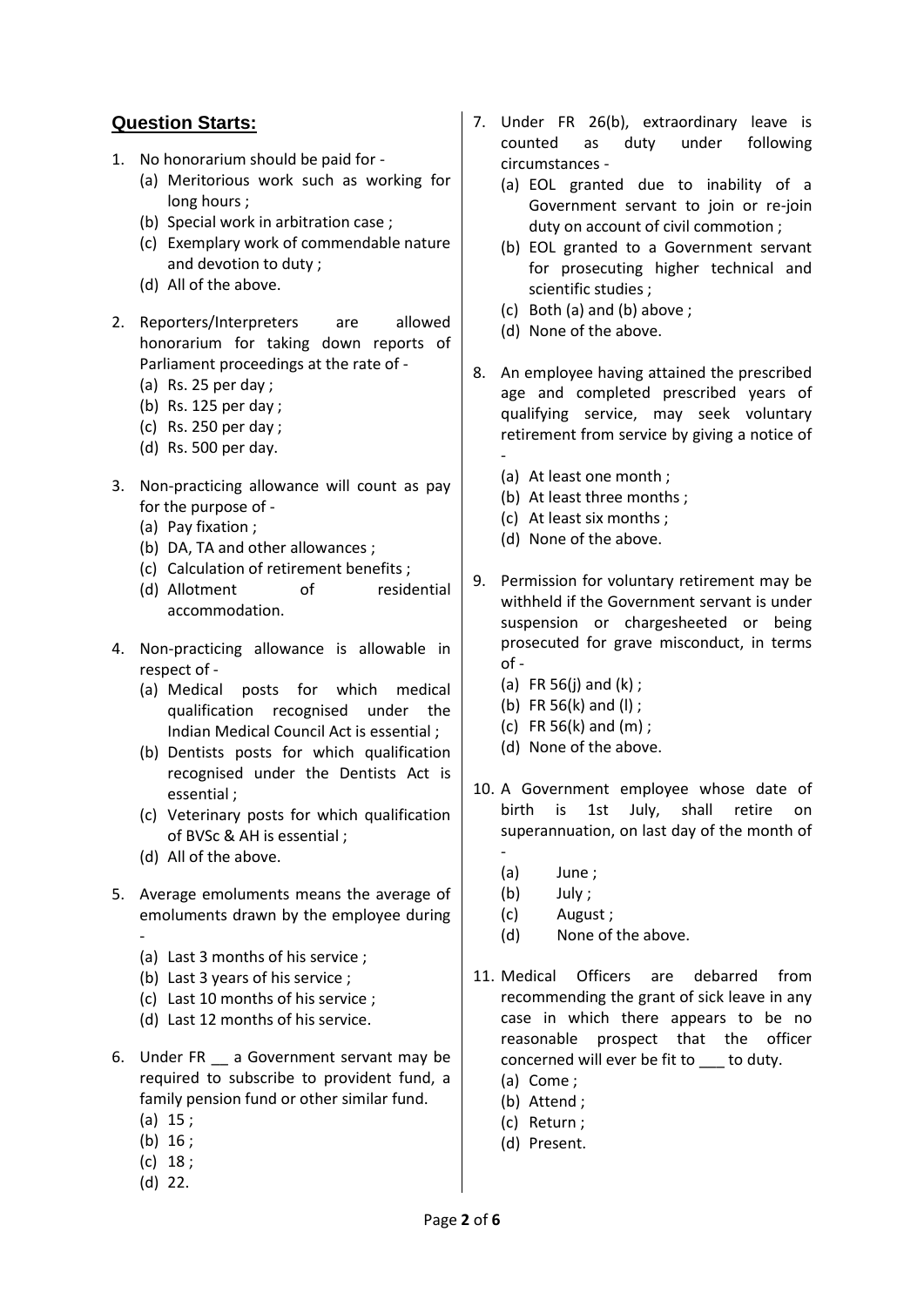## Question Starts:

1. No honorarium should be paid for -
   (a) Meritorious work such as working for long hours ;
   (b) Special work in arbitration case ;
   (c) Exemplary work of commendable nature and devotion to duty ;
   (d) All of the above.

2. Reporters/Interpreters are allowed honorarium for taking down reports of Parliament proceedings at the rate of -
   (a) Rs. 25 per day ;
   (b) Rs. 125 per day ;
   (c) Rs. 250 per day ;
   (d) Rs. 500 per day.

3. Non-practicing allowance will count as pay for the purpose of -
   (a) Pay fixation ;
   (b) DA, TA and other allowances ;
   (c) Calculation of retirement benefits ;
   (d) Allotment of residential accommodation.

4. Non-practicing allowance is allowable in respect of -
   (a) Medical posts for which medical qualification recognised under the Indian Medical Council Act is essential ;
   (b) Dentists posts for which qualification recognised under the Dentists Act is essential ;
   (c) Veterinary posts for which qualification of BVSc & AH is essential ;
   (d) All of the above.

5. Average emoluments means the average of emoluments drawn by the employee during -
   (a) Last 3 months of his service ;
   (b) Last 3 years of his service ;
   (c) Last 10 months of his service ;
   (d) Last 12 months of his service.

6. Under FR __ a Government servant may be required to subscribe to provident fund, a family pension fund or other similar fund.
   (a) 15 ;
   (b) 16 ;
   (c) 18 ;
   (d) 22.

7. Under FR 26(b), extraordinary leave is counted as duty under following circumstances -
   (a) EOL granted due to inability of a Government servant to join or re-join duty on account of civil commotion ;
   (b) EOL granted to a Government servant for prosecuting higher technical and scientific studies ;
   (c) Both (a) and (b) above ;
   (d) None of the above.

8. An employee having attained the prescribed age and completed prescribed years of qualifying service, may seek voluntary retirement from service by giving a notice of -
   (a) At least one month ;
   (b) At least three months ;
   (c) At least six months ;
   (d) None of the above.

9. Permission for voluntary retirement may be withheld if the Government servant is under suspension or chargesheeted or being prosecuted for grave misconduct, in terms of -
   (a) FR 56(j) and (k) ;
   (b) FR 56(k) and (l) ;
   (c) FR 56(k) and (m) ;
   (d) None of the above.

10. A Government employee whose date of birth is 1st July, shall retire on superannuation, on last day of the month of -
    (a) June ;
    (b) July ;
    (c) August ;
    (d) None of the above.

11. Medical Officers are debarred from recommending the grant of sick leave in any case in which there appears to be no reasonable prospect that the officer concerned will ever be fit to ___ to duty.
    (a) Come ;
    (b) Attend ;
    (c) Return ;
    (d) Present.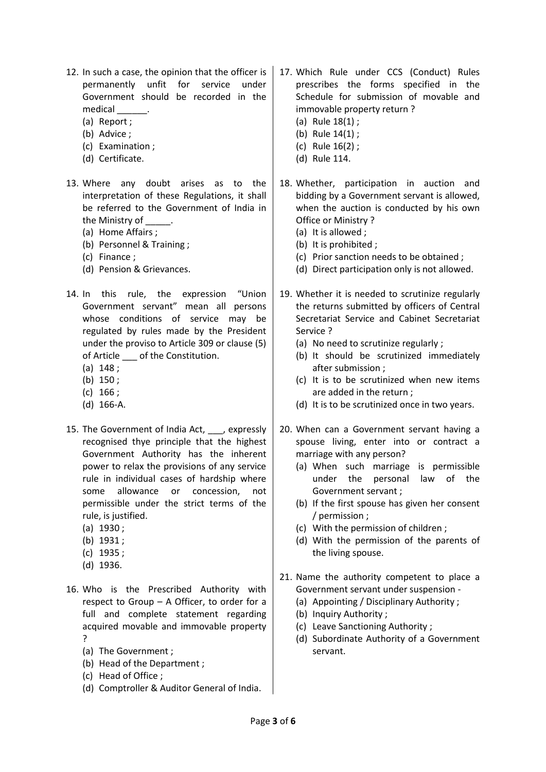12. In such a case, the opinion that the officer is permanently unfit for service under Government should be recorded in the medical ______.
    (a) Report ;
    (b) Advice ;
    (c) Examination ;
    (d) Certificate.

13. Where any doubt arises as to the interpretation of these Regulations, it shall be referred to the Government of India in the Ministry of _____.
    (a) Home Affairs ;
    (b) Personnel & Training ;
    (c) Finance ;
    (d) Pension & Grievances.

14. In this rule, the expression "Union Government servant" mean all persons whose conditions of service may be regulated by rules made by the President under the proviso to Article 309 or clause (5) of Article ___ of the Constitution.
    (a) 148 ;
    (b) 150 ;
    (c) 166 ;
    (d) 166-A.

15. The Government of India Act, ___, expressly recognised thye principle that the highest Government Authority has the inherent power to relax the provisions of any service rule in individual cases of hardship where some allowance or concession, not permissible under the strict terms of the rule, is justified.
    (a) 1930 ;
    (b) 1931 ;
    (c) 1935 ;
    (d) 1936.

16. Who is the Prescribed Authority with respect to Group – A Officer, to order for a full and complete statement regarding acquired movable and immovable property ?
    (a) The Government ;
    (b) Head of the Department ;
    (c) Head of Office ;
    (d) Comptroller & Auditor General of India.

17. Which Rule under CCS (Conduct) Rules prescribes the forms specified in the Schedule for submission of movable and immovable property return ?
    (a) Rule 18(1) ;
    (b) Rule 14(1) ;
    (c) Rule 16(2) ;
    (d) Rule 114.

18. Whether, participation in auction and bidding by a Government servant is allowed, when the auction is conducted by his own Office or Ministry ?
    (a) It is allowed ;
    (b) It is prohibited ;
    (c) Prior sanction needs to be obtained ;
    (d) Direct participation only is not allowed.

19. Whether it is needed to scrutinize regularly the returns submitted by officers of Central Secretariat Service and Cabinet Secretariat Service ?
    (a) No need to scrutinize regularly ;
    (b) It should be scrutinized immediately after submission ;
    (c) It is to be scrutinized when new items are added in the return ;
    (d) It is to be scrutinized once in two years.

20. When can a Government servant having a spouse living, enter into or contract a marriage with any person?
    (a) When such marriage is permissible under the personal law of the Government servant ;
    (b) If the first spouse has given her consent / permission ;
    (c) With the permission of children ;
    (d) With the permission of the parents of the living spouse.

21. Name the authority competent to place a Government servant under suspension -
    (a) Appointing / Disciplinary Authority ;
    (b) Inquiry Authority ;
    (c) Leave Sanctioning Authority ;
    (d) Subordinate Authority of a Government servant.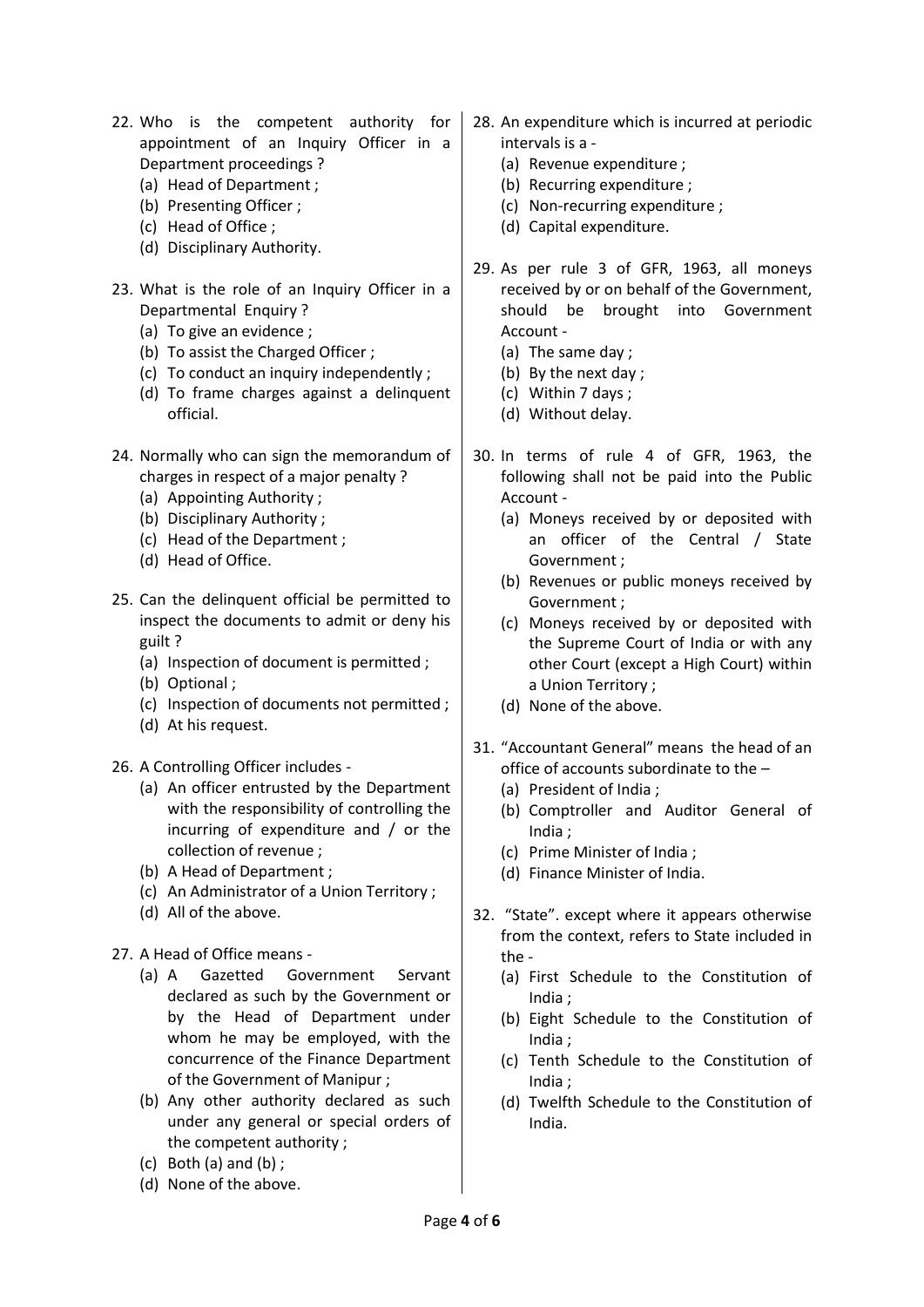22. Who is the competent authority for appointment of an Inquiry Officer in a Department proceedings ?
    (a) Head of Department ;
    (b) Presenting Officer ;
    (c) Head of Office ;
    (d) Disciplinary Authority.

23. What is the role of an Inquiry Officer in a Departmental Enquiry ?
    (a) To give an evidence ;
    (b) To assist the Charged Officer ;
    (c) To conduct an inquiry independently ;
    (d) To frame charges against a delinquent official.

24. Normally who can sign the memorandum of charges in respect of a major penalty ?
    (a) Appointing Authority ;
    (b) Disciplinary Authority ;
    (c) Head of the Department ;
    (d) Head of Office.

25. Can the delinquent official be permitted to inspect the documents to admit or deny his guilt ?
    (a) Inspection of document is permitted ;
    (b) Optional ;
    (c) Inspection of documents not permitted ;
    (d) At his request.

26. A Controlling Officer includes -
    (a) An officer entrusted by the Department with the responsibility of controlling the incurring of expenditure and / or the collection of revenue ;
    (b) A Head of Department ;
    (c) An Administrator of a Union Territory ;
    (d) All of the above.

27. A Head of Office means -
    (a) A Gazetted Government Servant declared as such by the Government or by the Head of Department under whom he may be employed, with the concurrence of the Finance Department of the Government of Manipur ;
    (b) Any other authority declared as such under any general or special orders of the competent authority ;
    (c) Both (a) and (b) ;
    (d) None of the above.

28. An expenditure which is incurred at periodic intervals is a -
    (a) Revenue expenditure ;
    (b) Recurring expenditure ;
    (c) Non-recurring expenditure ;
    (d) Capital expenditure.

29. As per rule 3 of GFR, 1963, all moneys received by or on behalf of the Government, should be brought into Government Account -
    (a) The same day ;
    (b) By the next day ;
    (c) Within 7 days ;
    (d) Without delay.

30. In terms of rule 4 of GFR, 1963, the following shall not be paid into the Public Account -
    (a) Moneys received by or deposited with an officer of the Central / State Government ;
    (b) Revenues or public moneys received by Government ;
    (c) Moneys received by or deposited with the Supreme Court of India or with any other Court (except a High Court) within a Union Territory ;
    (d) None of the above.

31. "Accountant General" means the head of an office of accounts subordinate to the –
    (a) President of India ;
    (b) Comptroller and Auditor General of India ;
    (c) Prime Minister of India ;
    (d) Finance Minister of India.

32. "State". except where it appears otherwise from the context, refers to State included in the -
    (a) First Schedule to the Constitution of India ;
    (b) Eight Schedule to the Constitution of India ;
    (c) Tenth Schedule to the Constitution of India ;
    (d) Twelfth Schedule to the Constitution of India.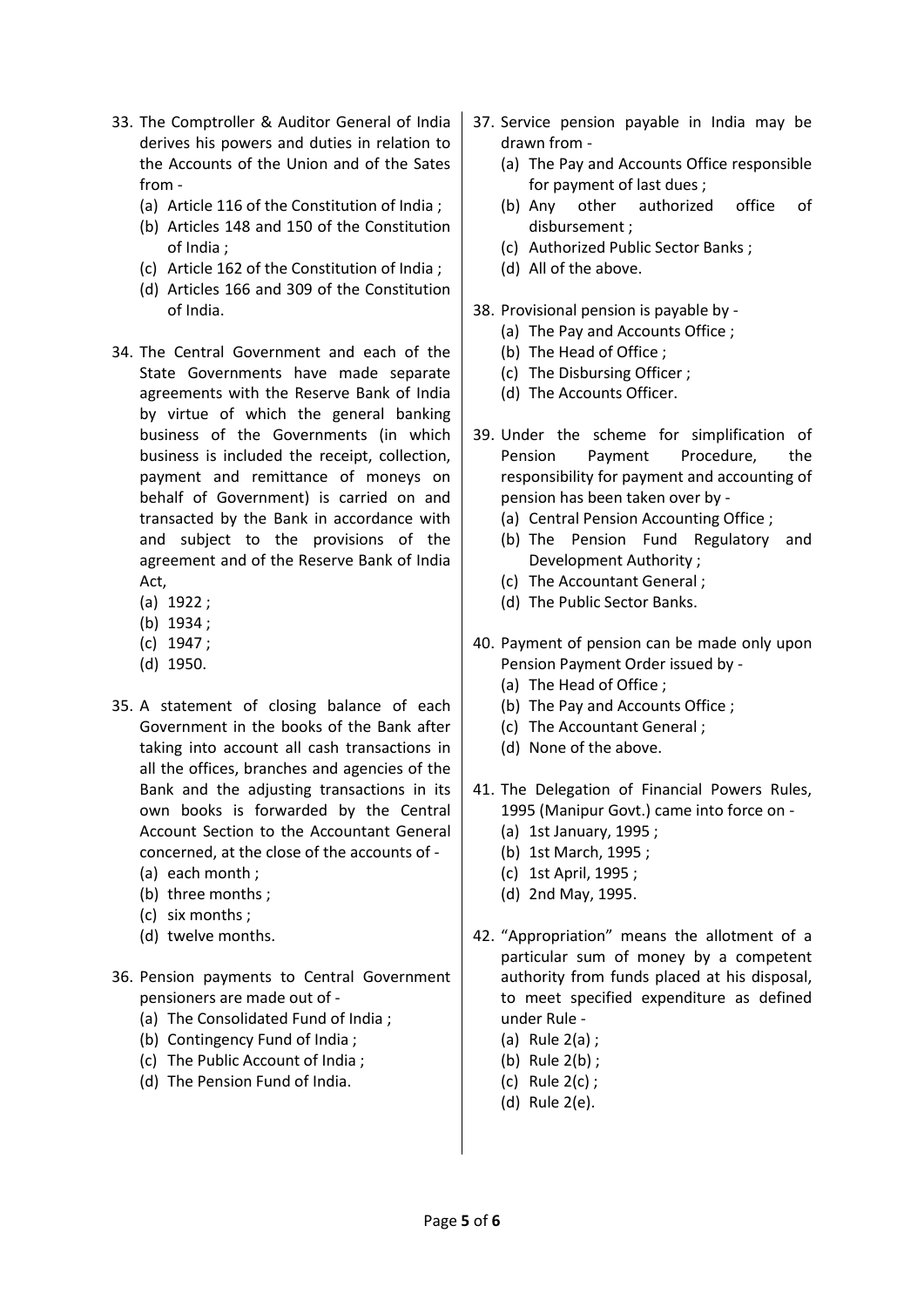33. The Comptroller & Auditor General of India derives his powers and duties in relation to the Accounts of the Union and of the Sates from -
    (a) Article 116 of the Constitution of India ;
    (b) Articles 148 and 150 of the Constitution of India ;
    (c) Article 162 of the Constitution of India ;
    (d) Articles 166 and 309 of the Constitution of India.

34. The Central Government and each of the State Governments have made separate agreements with the Reserve Bank of India by virtue of which the general banking business of the Governments (in which business is included the receipt, collection, payment and remittance of moneys on behalf of Government) is carried on and transacted by the Bank in accordance with and subject to the provisions of the agreement and of the Reserve Bank of India Act,
    (a) 1922 ;
    (b) 1934 ;
    (c) 1947 ;
    (d) 1950.

35. A statement of closing balance of each Government in the books of the Bank after taking into account all cash transactions in all the offices, branches and agencies of the Bank and the adjusting transactions in its own books is forwarded by the Central Account Section to the Accountant General concerned, at the close of the accounts of -
    (a) each month ;
    (b) three months ;
    (c) six months ;
    (d) twelve months.

36. Pension payments to Central Government pensioners are made out of -
    (a) The Consolidated Fund of India ;
    (b) Contingency Fund of India ;
    (c) The Public Account of India ;
    (d) The Pension Fund of India.

37. Service pension payable in India may be drawn from -
    (a) The Pay and Accounts Office responsible for payment of last dues ;
    (b) Any other authorized office of disbursement ;
    (c) Authorized Public Sector Banks ;
    (d) All of the above.

38. Provisional pension is payable by -
    (a) The Pay and Accounts Office ;
    (b) The Head of Office ;
    (c) The Disbursing Officer ;
    (d) The Accounts Officer.

39. Under the scheme for simplification of Pension Payment Procedure, the responsibility for payment and accounting of pension has been taken over by -
    (a) Central Pension Accounting Office ;
    (b) The Pension Fund Regulatory and Development Authority ;
    (c) The Accountant General ;
    (d) The Public Sector Banks.

40. Payment of pension can be made only upon Pension Payment Order issued by -
    (a) The Head of Office ;
    (b) The Pay and Accounts Office ;
    (c) The Accountant General ;
    (d) None of the above.

41. The Delegation of Financial Powers Rules, 1995 (Manipur Govt.) came into force on -
    (a) 1st January, 1995 ;
    (b) 1st March, 1995 ;
    (c) 1st April, 1995 ;
    (d) 2nd May, 1995.

42. "Appropriation" means the allotment of a particular sum of money by a competent authority from funds placed at his disposal, to meet specified expenditure as defined under Rule -
    (a) Rule 2(a) ;
    (b) Rule 2(b) ;
    (c) Rule 2(c) ;
    (d) Rule 2(e).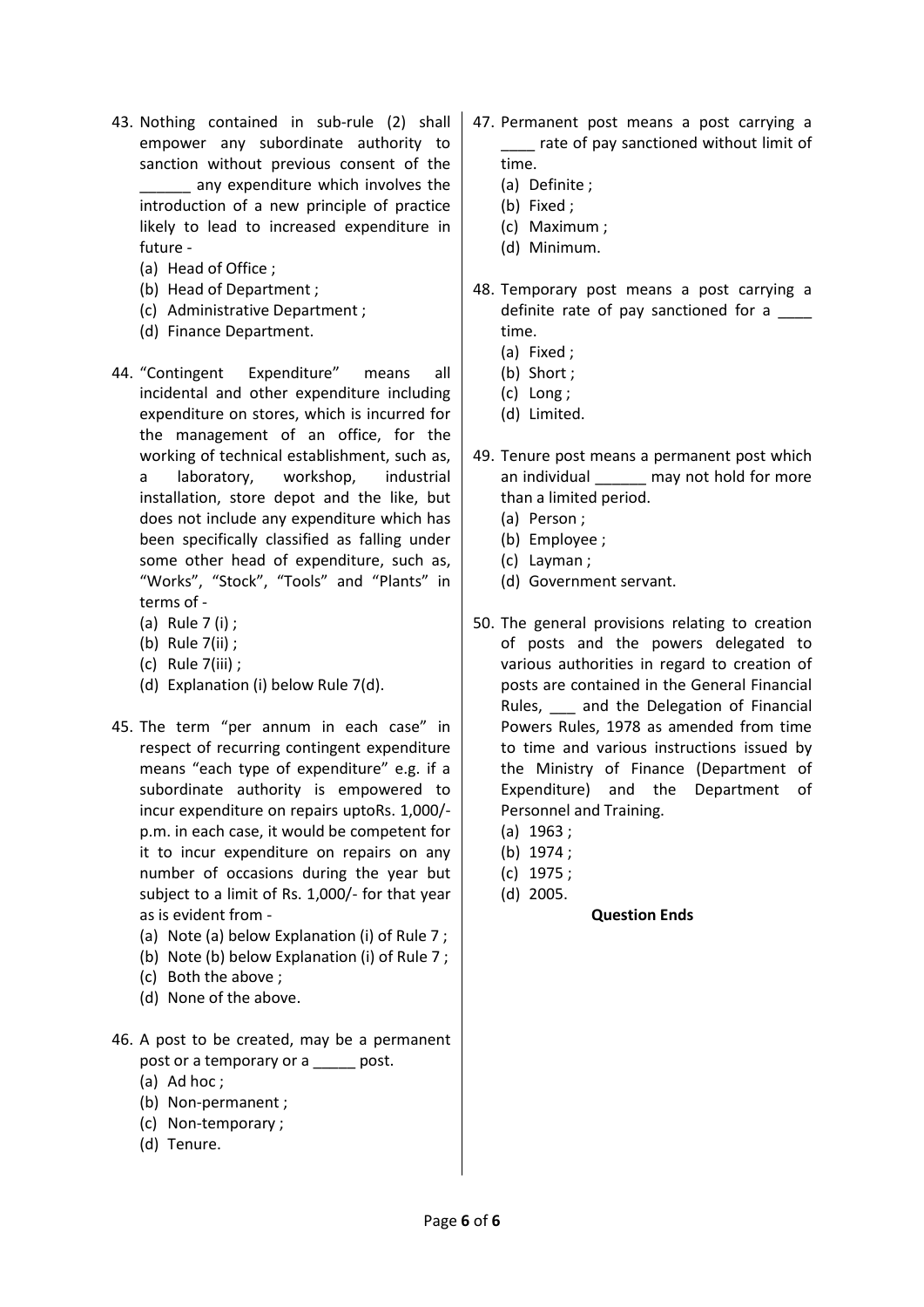43. Nothing contained in sub-rule (2) shall empower any subordinate authority to sanction without previous consent of the ______ any expenditure which involves the introduction of a new principle of practice likely to lead to increased expenditure in future -
    (a) Head of Office ;
    (b) Head of Department ;
    (c) Administrative Department ;
    (d) Finance Department.

44. "Contingent Expenditure" means all incidental and other expenditure including expenditure on stores, which is incurred for the management of an office, for the working of technical establishment, such as, a laboratory, workshop, industrial installation, store depot and the like, but does not include any expenditure which has been specifically classified as falling under some other head of expenditure, such as, "Works", "Stock", "Tools" and "Plants" in terms of -
    (a) Rule 7 (i) ;
    (b) Rule 7(ii) ;
    (c) Rule 7(iii) ;
    (d) Explanation (i) below Rule 7(d).

45. The term "per annum in each case" in respect of recurring contingent expenditure means "each type of expenditure" e.g. if a subordinate authority is empowered to incur expenditure on repairs uptoRs. 1,000/- p.m. in each case, it would be competent for it to incur expenditure on repairs on any number of occasions during the year but subject to a limit of Rs. 1,000/- for that year as is evident from -
    (a) Note (a) below Explanation (i) of Rule 7 ;
    (b) Note (b) below Explanation (i) of Rule 7 ;
    (c) Both the above ;
    (d) None of the above.

46. A post to be created, may be a permanent post or a temporary or a _____ post.
    (a) Ad hoc ;
    (b) Non-permanent ;
    (c) Non-temporary ;
    (d) Tenure.

47. Permanent post means a post carrying a ____ rate of pay sanctioned without limit of time.
    (a) Definite ;
    (b) Fixed ;
    (c) Maximum ;
    (d) Minimum.

48. Temporary post means a post carrying a definite rate of pay sanctioned for a ____ time.
    (a) Fixed ;
    (b) Short ;
    (c) Long ;
    (d) Limited.

49. Tenure post means a permanent post which an individual ______ may not hold for more than a limited period.
    (a) Person ;
    (b) Employee ;
    (c) Layman ;
    (d) Government servant.

50. The general provisions relating to creation of posts and the powers delegated to various authorities in regard to creation of posts are contained in the General Financial Rules, ___ and the Delegation of Financial Powers Rules, 1978 as amended from time to time and various instructions issued by the Ministry of Finance (Department of Expenditure) and the Department of Personnel and Training.
    (a) 1963 ;
    (b) 1974 ;
    (c) 1975 ;
    (d) 2005.

**Question Ends**